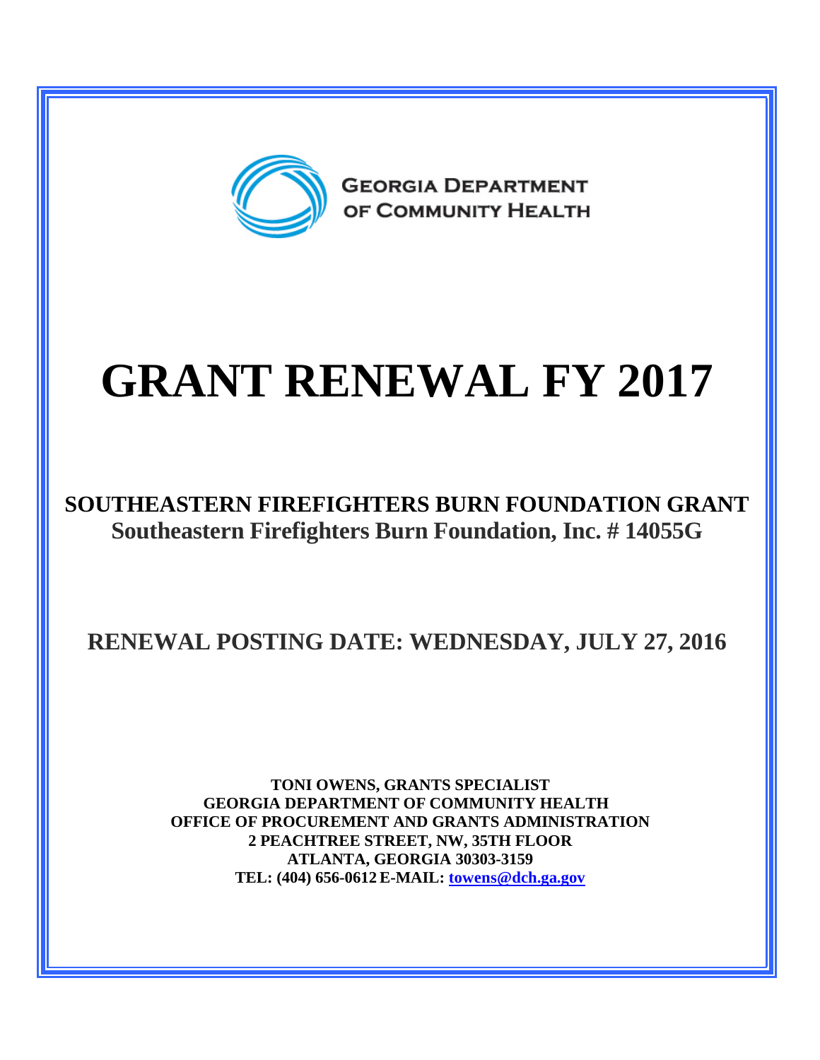GEORGIA DEPARTMENT OF COMMUNITY HEALTH

# GRANT RENEWAL FY 2017

## SOUTHEASTERN FIREFIGHTERS BURN FOUNDATION GRANT

## Southeastern Firefighters Burn Foundation, Inc. # 14055G

## RENEWAL POSTING DATE: WEDNESDAY, JULY 27, 2016

**TONI OWENS, GRANTS SPECIALIST**
**GEORGIA DEPARTMENT OF COMMUNITY HEALTH**
**OFFICE OF PROCUREMENT AND GRANTS ADMINISTRATION**
**2 PEACHTREE STREET, NW, 35TH FLOOR**
**ATLANTA, GEORGIA 30303-3159**
**TEL: (404) 656-0612 E-MAIL: towens@dch.ga.gov**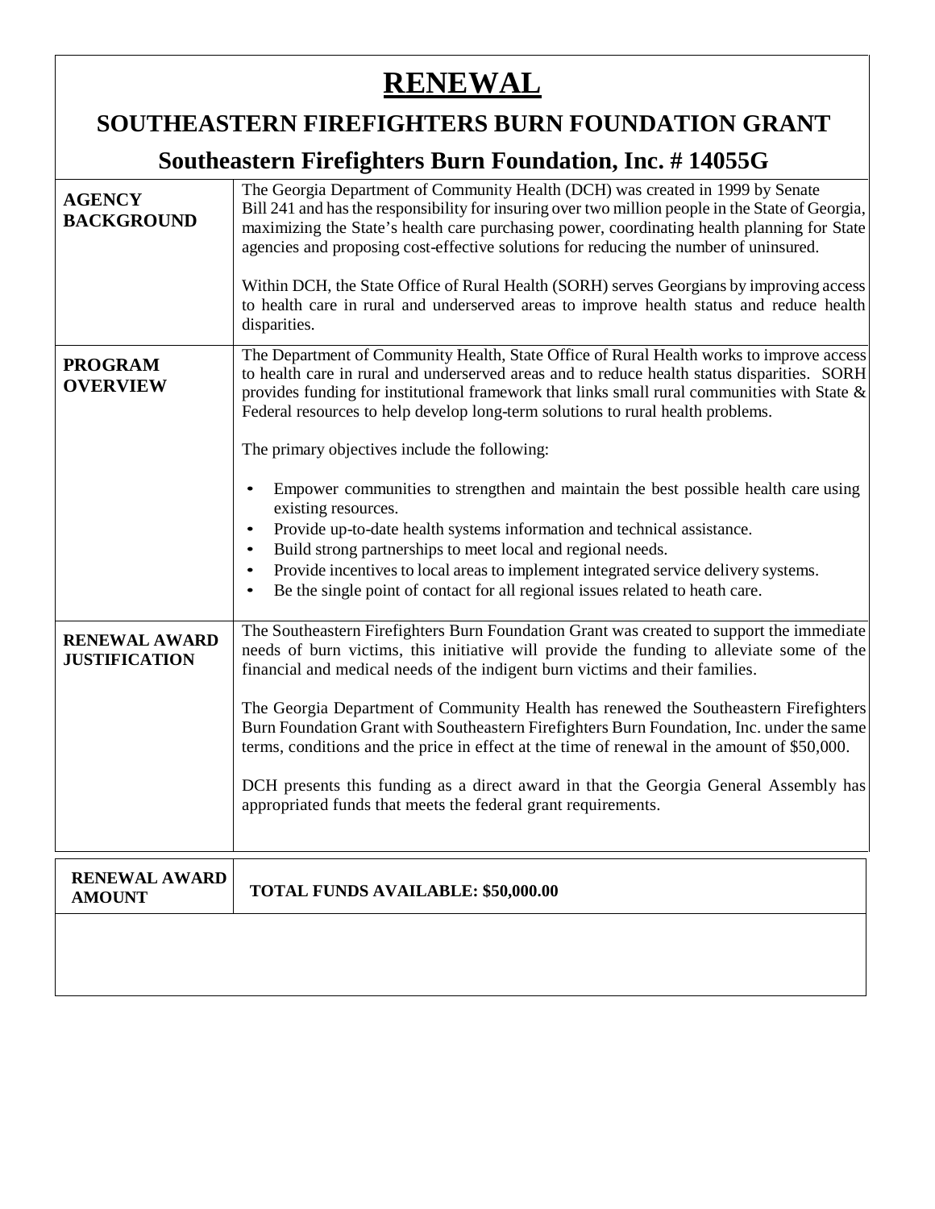# RENEWAL

## SOUTHEASTERN FIREFIGHTERS BURN FOUNDATION GRANT

## Southeastern Firefighters Burn Foundation, Inc. # 14055G

| | |
|---|---|
| **AGENCY BACKGROUND** | The Georgia Department of Community Health (DCH) was created in 1999 by Senate Bill 241 and has the responsibility for insuring over two million people in the State of Georgia, maximizing the State's health care purchasing power, coordinating health planning for State agencies and proposing cost-effective solutions for reducing the number of uninsured.<br><br>Within DCH, the State Office of Rural Health (SORH) serves Georgians by improving access to health care in rural and underserved areas to improve health status and reduce health disparities. |
| **PROGRAM OVERVIEW** | The Department of Community Health, State Office of Rural Health works to improve access to health care in rural and underserved areas and to reduce health status disparities. SORH provides funding for institutional framework that links small rural communities with State & Federal resources to help develop long-term solutions to rural health problems.<br><br>The primary objectives include the following:<br><br>• Empower communities to strengthen and maintain the best possible health care using existing resources.<br>• Provide up-to-date health systems information and technical assistance.<br>• Build strong partnerships to meet local and regional needs.<br>• Provide incentives to local areas to implement integrated service delivery systems.<br>• Be the single point of contact for all regional issues related to heath care. |
| **RENEWAL AWARD JUSTIFICATION** | The Southeastern Firefighters Burn Foundation Grant was created to support the immediate needs of burn victims, this initiative will provide the funding to alleviate some of the financial and medical needs of the indigent burn victims and their families.<br><br>The Georgia Department of Community Health has renewed the Southeastern Firefighters Burn Foundation Grant with Southeastern Firefighters Burn Foundation, Inc. under the same terms, conditions and the price in effect at the time of renewal in the amount of $50,000.<br><br>DCH presents this funding as a direct award in that the Georgia General Assembly has appropriated funds that meets the federal grant requirements. |

| | |
|---|---|
| **RENEWAL AWARD AMOUNT** | **TOTAL FUNDS AVAILABLE: $50,000.00** |